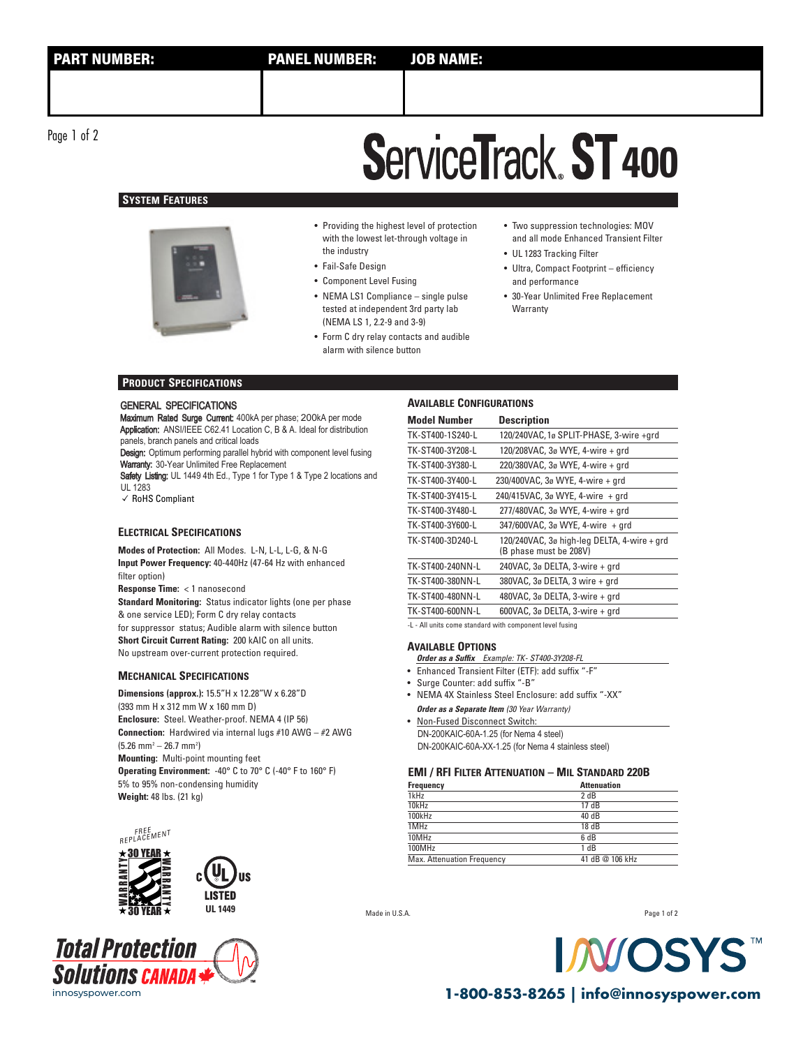| PART NUMBER: | PANEL NUMBER: | JOB NAME: |
|---|---|---|
| | | |

# ServiceTrack® ST 400

## System Features

- Providing the highest level of protection with the lowest let-through voltage in the industry
- Fail-Safe Design
- Component Level Fusing
- NEMA LS1 Compliance – single pulse tested at independent 3rd party lab (NEMA LS 1, 2.2-9 and 3-9)
- Form C dry relay contacts and audible alarm with silence button
- Two suppression technologies: MOV and all mode Enhanced Transient Filter
- UL 1283 Tracking Filter
- Ultra, Compact Footprint – efficiency and performance
- 30-Year Unlimited Free Replacement Warranty

## Product Specifications

### General Specifications

**Maximum Rated Surge Current:** 400kA per phase; 200kA per mode
**Application:** ANSI/IEEE C62.41 Location C, B & A. Ideal for distribution panels, branch panels and critical loads
**Design:** Optimum performing parallel hybrid with component level fusing
**Warranty:** 30-Year Unlimited Free Replacement
**Safety Listing:** UL 1449 4th Ed., Type 1 for Type 1 & Type 2 locations and UL 1283
✓ RoHS Compliant

### Electrical Specifications

**Modes of Protection:** All Modes. L-N, L-L, L-G, & N-G
**Input Power Frequency:** 40-440Hz (47-64 Hz with enhanced filter option)
**Response Time:** < 1 nanosecond
**Standard Monitoring:** Status indicator lights (one per phase & one service LED); Form C dry relay contacts for suppressor status; Audible alarm with silence button
**Short Circuit Current Rating:** 200 kAIC on all units. No upstream over-current protection required.

### Mechanical Specifications

**Dimensions (approx.):** 15.5"H x 12.28"W x 6.28"D (393 mm H x 312 mm W x 160 mm D)
**Enclosure:** Steel. Weather-proof. NEMA 4 (IP 56)
**Connection:** Hardwired via internal lugs #10 AWG – #2 AWG (5.26 mm² – 26.7 mm²)
**Mounting:** Multi-point mounting feet
**Operating Environment:** -40° C to 70° C (-40° F to 160° F) 5% to 95% non-condensing humidity
**Weight:** 48 lbs. (21 kg)

FREE REPLACEMENT ★30 YEAR★ WARRANTY

c UL us LISTED UL 1449

### Available Configurations

| Model Number | Description |
|---|---|
| TK-ST400-1S240-L | 120/240VAC, 1ø SPLIT-PHASE, 3-wire +grd |
| TK-ST400-3Y208-L | 120/208VAC, 3ø WYE, 4-wire + grd |
| TK-ST400-3Y380-L | 220/380VAC, 3ø WYE, 4-wire + grd |
| TK-ST400-3Y400-L | 230/400VAC, 3ø WYE, 4-wire + grd |
| TK-ST400-3Y415-L | 240/415VAC, 3ø WYE, 4-wire + grd |
| TK-ST400-3Y480-L | 277/480VAC, 3ø WYE, 4-wire + grd |
| TK-ST400-3Y600-L | 347/600VAC, 3ø WYE, 4-wire + grd |
| TK-ST400-3D240-L | 120/240VAC, 3ø high-leg DELTA, 4-wire + grd (B phase must be 208V) |
| TK-ST400-240NN-L | 240VAC, 3ø DELTA, 3-wire + grd |
| TK-ST400-380NN-L | 380VAC, 3ø DELTA, 3 wire + grd |
| TK-ST400-480NN-L | 480VAC, 3ø DELTA, 3-wire + grd |
| TK-ST400-600NN-L | 600VAC, 3ø DELTA, 3-wire + grd |

-L - All units come standard with component level fusing

### Available Options

***Order as a Suffix*** *Example: TK- ST400-3Y208-FL*

- Enhanced Transient Filter (ETF): add suffix "-F"
- Surge Counter: add suffix "-B"
- NEMA 4X Stainless Steel Enclosure: add suffix "-XX"

***Order as a Separate Item*** *(30 Year Warranty)*

- Non-Fused Disconnect Switch:
  DN-200KAIC-60A-1.25 (for Nema 4 steel)
  DN-200KAIC-60A-XX-1.25 (for Nema 4 stainless steel)

### EMI / RFI Filter Attenuation – Mil Standard 220B

| Frequency | Attenuation |
|---|---|
| 1kHz | 2 dB |
| 10kHz | 17 dB |
| 100kHz | 40 dB |
| 1MHz | 18 dB |
| 10MHz | 6 dB |
| 100MHz | 1 dB |
| Max. Attenuation Frequency | 41 dB @ 106 kHz |

Made in U.S.A.

Total Protection Solutions CANADA
innosyspower.com

INNOSYS™
1-800-853-8265 | info@innosyspower.com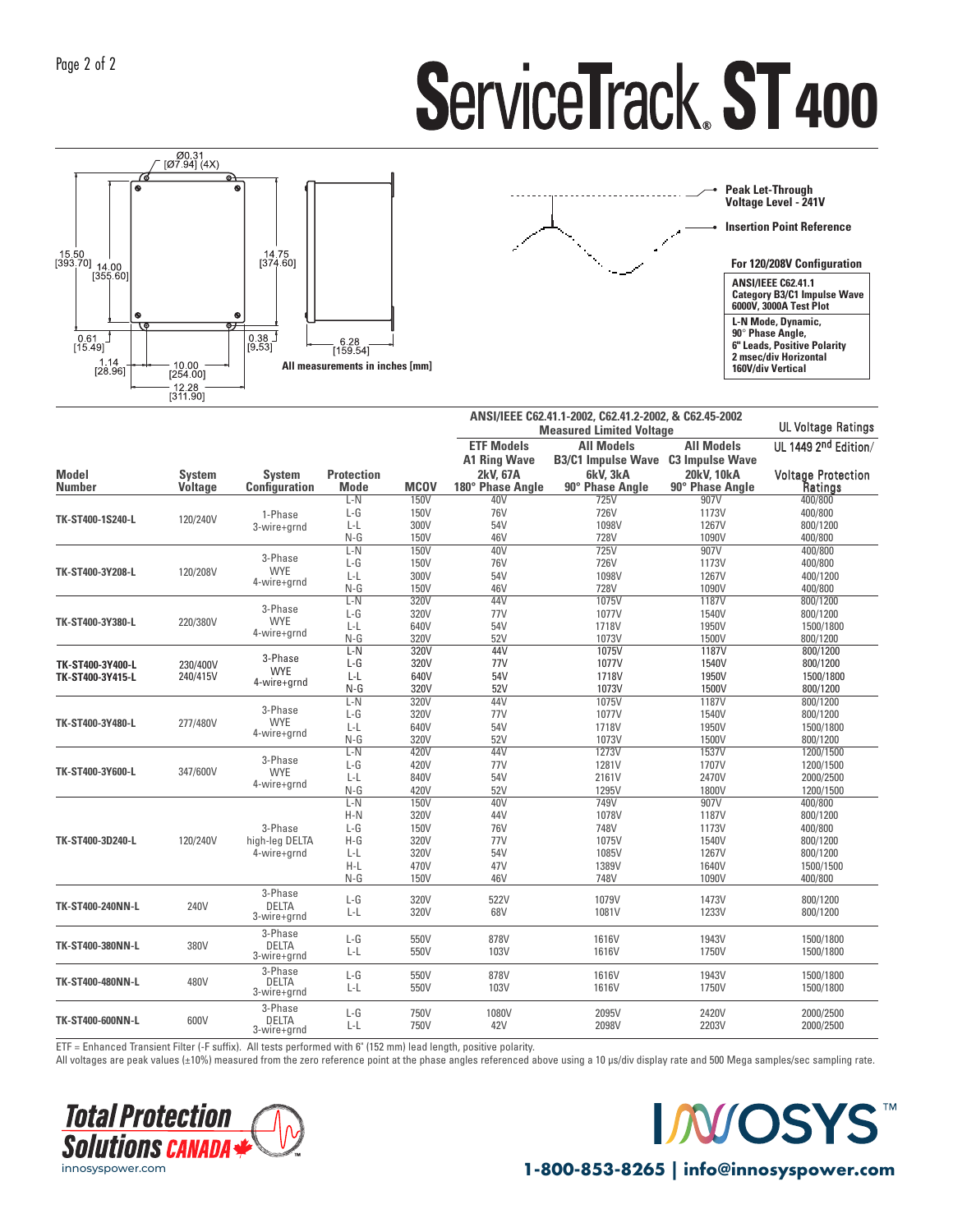# ServiceTrack® ST400

Ø0.31
[Ø7.94] (4X)

15.50
[393.70]

14.00
[355.60]

14.75
[374.60]

0.61
[15.49]

1.14
[28.96]

0.38
[9.53]

10.00
[254.00]

12.28
[311.90]

6.28
[159.54]

All measurements in inches [mm]

Peak Let-Through Voltage Level - 241V

Insertion Point Reference

**For 120/208V Configuration**

**ANSI/IEEE C62.41.1**
**Category B3/C1 Impulse Wave**
**6000V, 3000A Test Plot**

**L-N Mode, Dynamic,**
**90° Phase Angle,**
**6" Leads, Positive Polarity**
**2 msec/div Horizontal**
**160V/div Vertical**

| | | | | | ANSI/IEEE C62.41.1-2002, C62.41.2-2002, & C62.45-2002 Measured Limited Voltage | | | UL Voltage Ratings |
|---|---|---|---|---|---|---|---|---|
| **Model Number** | **System Voltage** | **System Configuration** | **Protection Mode** | **MCOV** | **ETF Models A1 Ring Wave 2kV, 67A 180° Phase Angle** | **All Models B3/C1 Impulse Wave 6kV, 3kA 90° Phase Angle** | **All Models C3 Impulse Wave 20kV, 10kA 90° Phase Angle** | **UL 1449 2nd Edition/ Voltage Protection Ratings** |
| TK-ST400-1S240-L | 120/240V | 1-Phase 3-wire+grnd | L-N | 150V | 40V | 725V | 907V | 400/800 |
| | | | L-G | 150V | 76V | 726V | 1173V | 400/800 |
| | | | L-L | 300V | 54V | 1098V | 1267V | 800/1200 |
| | | | N-G | 150V | 46V | 728V | 1090V | 400/800 |
| TK-ST400-3Y208-L | 120/208V | 3-Phase WYE 4-wire+grnd | L-N | 150V | 40V | 725V | 907V | 400/800 |
| | | | L-G | 150V | 76V | 726V | 1173V | 400/800 |
| | | | L-L | 300V | 54V | 1098V | 1267V | 400/1200 |
| | | | N-G | 150V | 46V | 728V | 1090V | 400/800 |
| TK-ST400-3Y380-L | 220/380V | 3-Phase WYE 4-wire+grnd | L-N | 320V | 44V | 1075V | 1187V | 800/1200 |
| | | | L-G | 320V | 77V | 1077V | 1540V | 800/1200 |
| | | | L-L | 640V | 54V | 1718V | 1950V | 1500/1800 |
| | | | N-G | 320V | 52V | 1073V | 1500V | 800/1200 |
| TK-ST400-3Y400-L TK-ST400-3Y415-L | 230/400V 240/415V | 3-Phase WYE 4-wire+grnd | L-N | 320V | 44V | 1075V | 1187V | 800/1200 |
| | | | L-G | 320V | 77V | 1077V | 1540V | 800/1200 |
| | | | L-L | 640V | 54V | 1718V | 1950V | 1500/1800 |
| | | | N-G | 320V | 52V | 1073V | 1500V | 800/1200 |
| TK-ST400-3Y480-L | 277/480V | 3-Phase WYE 4-wire+grnd | L-N | 320V | 44V | 1075V | 1187V | 800/1200 |
| | | | L-G | 320V | 77V | 1077V | 1540V | 800/1200 |
| | | | L-L | 640V | 54V | 1718V | 1950V | 1500/1800 |
| | | | N-G | 320V | 52V | 1073V | 1500V | 800/1200 |
| TK-ST400-3Y600-L | 347/600V | 3-Phase WYE 4-wire+grnd | L-N | 420V | 44V | 1273V | 1537V | 1200/1500 |
| | | | L-G | 420V | 77V | 1281V | 1707V | 1200/1500 |
| | | | L-L | 840V | 54V | 2161V | 2470V | 2000/2500 |
| | | | N-G | 420V | 52V | 1295V | 1800V | 1200/1500 |
| TK-ST400-3D240-L | 120/240V | 3-Phase high-leg DELTA 4-wire+grnd | L-N | 150V | 40V | 749V | 907V | 400/800 |
| | | | H-N | 320V | 44V | 1078V | 1187V | 800/1200 |
| | | | L-G | 150V | 76V | 748V | 1173V | 400/800 |
| | | | H-G | 320V | 77V | 1075V | 1540V | 800/1200 |
| | | | L-L | 320V | 54V | 1085V | 1267V | 800/1200 |
| | | | H-L | 470V | 47V | 1389V | 1640V | 1500/1500 |
| | | | N-G | 150V | 46V | 748V | 1090V | 400/800 |
| TK-ST400-240NN-L | 240V | 3-Phase DELTA 3-wire+grnd | L-G | 320V | 522V | 1079V | 1473V | 800/1200 |
| | | | L-L | 320V | 68V | 1081V | 1233V | 800/1200 |
| TK-ST400-380NN-L | 380V | 3-Phase DELTA 3-wire+grnd | L-G | 550V | 878V | 1616V | 1943V | 1500/1800 |
| | | | L-L | 550V | 103V | 1616V | 1750V | 1500/1800 |
| TK-ST400-480NN-L | 480V | 3-Phase DELTA 3-wire+grnd | L-G | 550V | 878V | 1616V | 1943V | 1500/1800 |
| | | | L-L | 550V | 103V | 1616V | 1750V | 1500/1800 |
| TK-ST400-600NN-L | 600V | 3-Phase DELTA 3-wire+grnd | L-G | 750V | 1080V | 2095V | 2420V | 2000/2500 |
| | | | L-L | 750V | 42V | 2098V | 2203V | 2000/2500 |

ETF = Enhanced Transient Filter (-F suffix). All tests performed with 6" (152 mm) lead length, positive polarity.

All voltages are peak values (±10%) measured from the zero reference point at the phase angles referenced above using a 10 µs/div display rate and 500 Mega samples/sec sampling rate.

Total Protection Solutions CANADA
innosyspower.com

INNOSYS™

1-800-853-8265 | info@innosyspower.com